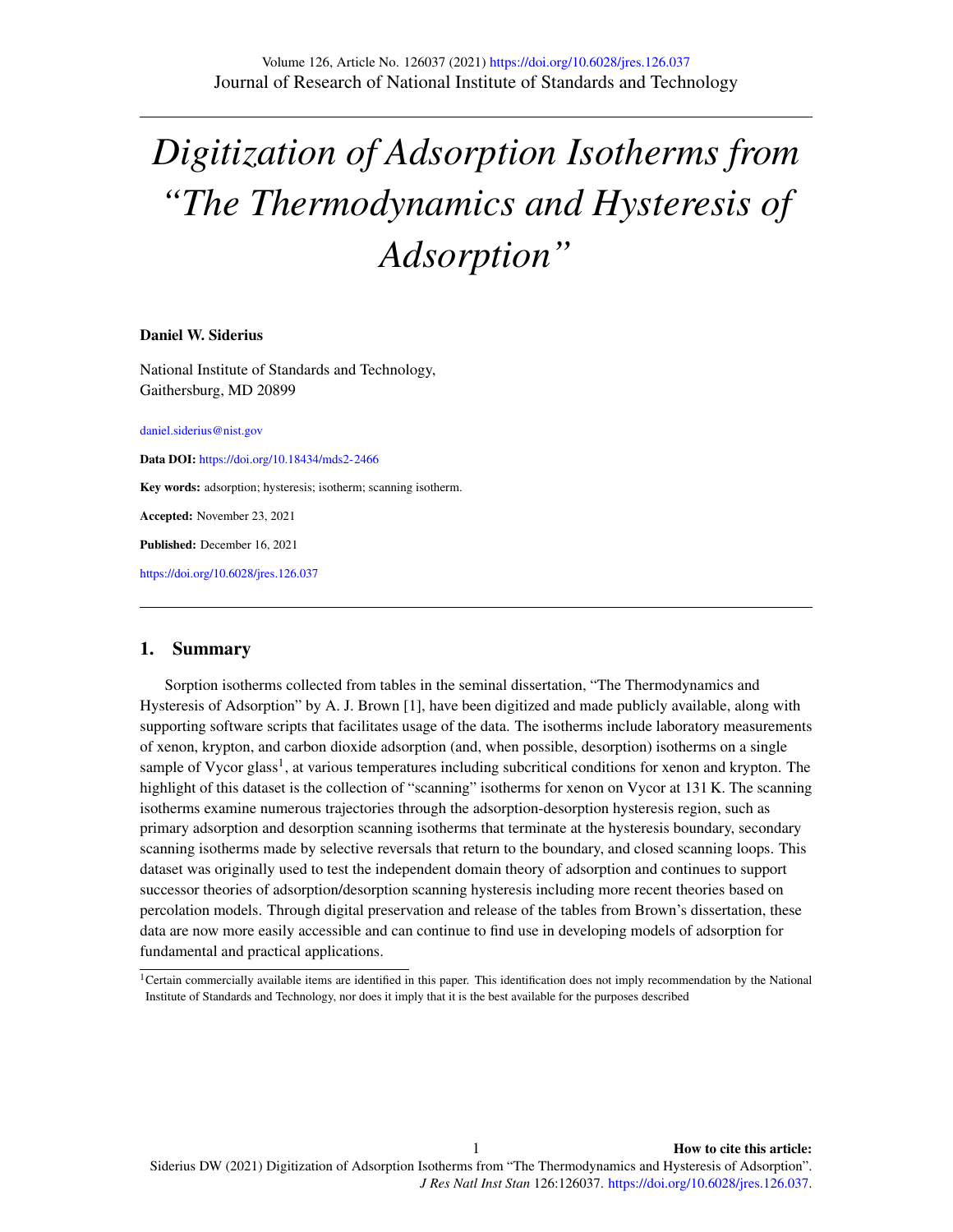# Digitization of Adsorption Isotherms from "The Thermodynamics and Hysteresis of Adsorption"

**Daniel W. Siderius**

National Institute of Standards and Technology,
Gaithersburg, MD 20899

daniel.siderius@nist.gov

**Data DOI:** https://doi.org/10.18434/mds2-2466

**Key words:** adsorption; hysteresis; isotherm; scanning isotherm.

**Accepted:** November 23, 2021

**Published:** December 16, 2021

https://doi.org/10.6028/jres.126.037

## 1. Summary

Sorption isotherms collected from tables in the seminal dissertation, "The Thermodynamics and Hysteresis of Adsorption" by A. J. Brown [1], have been digitized and made publicly available, along with supporting software scripts that facilitates usage of the data. The isotherms include laboratory measurements of xenon, krypton, and carbon dioxide adsorption (and, when possible, desorption) isotherms on a single sample of Vycor glass[1], at various temperatures including subcritical conditions for xenon and krypton. The highlight of this dataset is the collection of "scanning" isotherms for xenon on Vycor at 131 K. The scanning isotherms examine numerous trajectories through the adsorption-desorption hysteresis region, such as primary adsorption and desorption scanning isotherms that terminate at the hysteresis boundary, secondary scanning isotherms made by selective reversals that return to the boundary, and closed scanning loops. This dataset was originally used to test the independent domain theory of adsorption and continues to support successor theories of adsorption/desorption scanning hysteresis including more recent theories based on percolation models. Through digital preservation and release of the tables from Brown's dissertation, these data are now more easily accessible and can continue to find use in developing models of adsorption for fundamental and practical applications.

[1] Certain commercially available items are identified in this paper. This identification does not imply recommendation by the National Institute of Standards and Technology, nor does it imply that it is the best available for the purposes described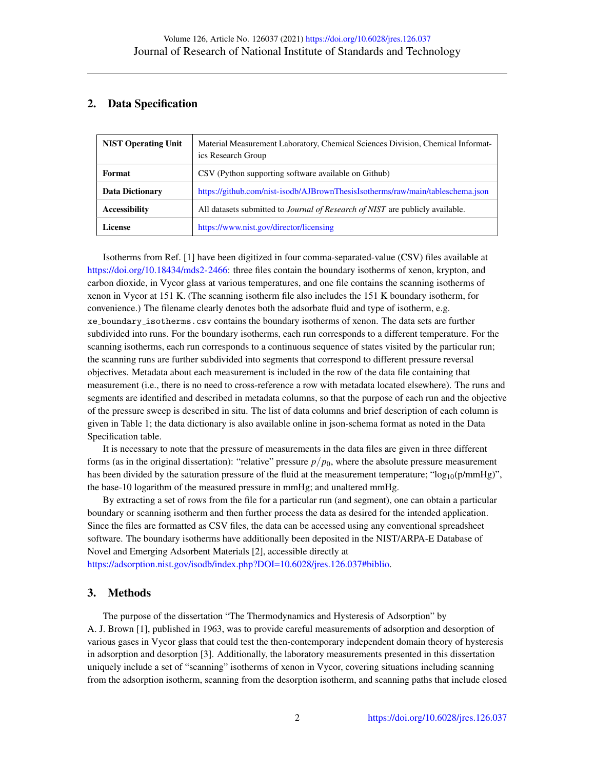## 2. Data Specification

| | |
|---|---|
| **NIST Operating Unit** | Material Measurement Laboratory, Chemical Sciences Division, Chemical Informatics Research Group |
| **Format** | CSV (Python supporting software available on Github) |
| **Data Dictionary** | https://github.com/nist-isodb/AJBrownThesisIsotherms/raw/main/tableschema.json |
| **Accessibility** | All datasets submitted to *Journal of Research of NIST* are publicly available. |
| **License** | https://www.nist.gov/director/licensing |

Isotherms from Ref. [1] have been digitized in four comma-separated-value (CSV) files available at https://doi.org/10.18434/mds2-2466: three files contain the boundary isotherms of xenon, krypton, and carbon dioxide, in Vycor glass at various temperatures, and one file contains the scanning isotherms of xenon in Vycor at 151 K. (The scanning isotherm file also includes the 151 K boundary isotherm, for convenience.) The filename clearly denotes both the adsorbate fluid and type of isotherm, e.g. `xe_boundary_isotherms.csv` contains the boundary isotherms of xenon. The data sets are further subdivided into runs. For the boundary isotherms, each run corresponds to a different temperature. For the scanning isotherms, each run corresponds to a continuous sequence of states visited by the particular run; the scanning runs are further subdivided into segments that correspond to different pressure reversal objectives. Metadata about each measurement is included in the row of the data file containing that measurement (i.e., there is no need to cross-reference a row with metadata located elsewhere). The runs and segments are identified and described in metadata columns, so that the purpose of each run and the objective of the pressure sweep is described in situ. The list of data columns and brief description of each column is given in Table 1; the data dictionary is also available online in json-schema format as noted in the Data Specification table.

It is necessary to note that the pressure of measurements in the data files are given in three different forms (as in the original dissertation): "relative" pressure $p/p_0$, where the absolute pressure measurement has been divided by the saturation pressure of the fluid at the measurement temperature; "$\log_{10}$(p/mmHg)", the base-10 logarithm of the measured pressure in mmHg; and unaltered mmHg.

By extracting a set of rows from the file for a particular run (and segment), one can obtain a particular boundary or scanning isotherm and then further process the data as desired for the intended application. Since the files are formatted as CSV files, the data can be accessed using any conventional spreadsheet software. The boundary isotherms have additionally been deposited in the NIST/ARPA-E Database of Novel and Emerging Adsorbent Materials [2], accessible directly at https://adsorption.nist.gov/isodb/index.php?DOI=10.6028/jres.126.037#biblio.

## 3. Methods

The purpose of the dissertation "The Thermodynamics and Hysteresis of Adsorption" by A. J. Brown [1], published in 1963, was to provide careful measurements of adsorption and desorption of various gases in Vycor glass that could test the then-contemporary independent domain theory of hysteresis in adsorption and desorption [3]. Additionally, the laboratory measurements presented in this dissertation uniquely include a set of "scanning" isotherms of xenon in Vycor, covering situations including scanning from the adsorption isotherm, scanning from the desorption isotherm, and scanning paths that include closed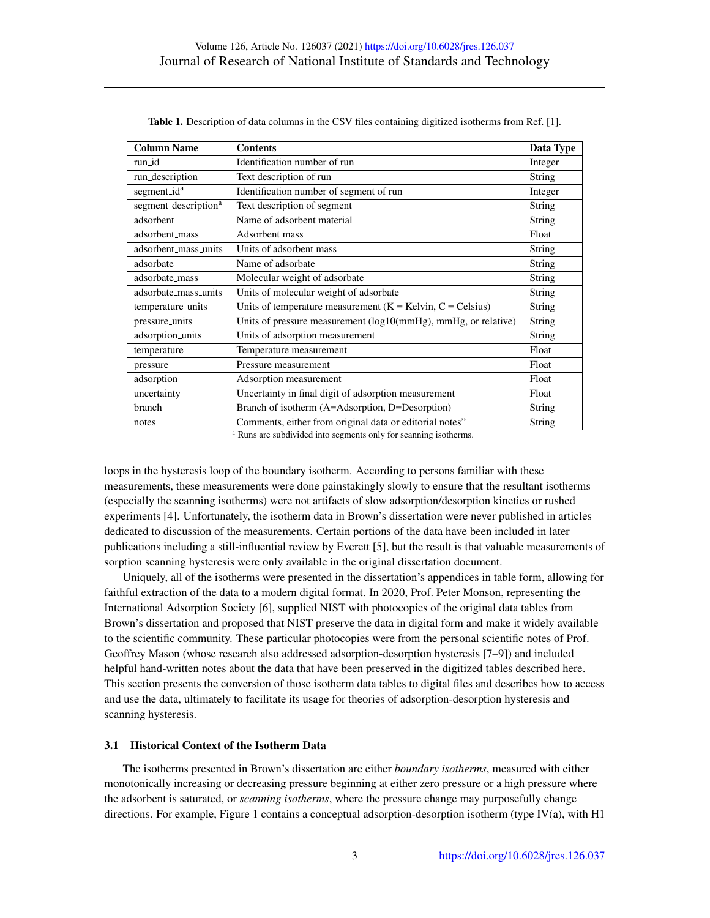**Table 1.** Description of data columns in the CSV files containing digitized isotherms from Ref. [1].

| Column Name | Contents | Data Type |
|---|---|---|
| run_id | Identification number of run | Integer |
| run_description | Text description of run | String |
| segment_id[a] | Identification number of segment of run | Integer |
| segment_description[a] | Text description of segment | String |
| adsorbent | Name of adsorbent material | String |
| adsorbent_mass | Adsorbent mass | Float |
| adsorbent_mass_units | Units of adsorbent mass | String |
| adsorbate | Name of adsorbate | String |
| adsorbate_mass | Molecular weight of adsorbate | String |
| adsorbate_mass_units | Units of molecular weight of adsorbate | String |
| temperature_units | Units of temperature measurement (K = Kelvin, C = Celsius) | String |
| pressure_units | Units of pressure measurement (log10(mmHg), mmHg, or relative) | String |
| adsorption_units | Units of adsorption measurement | String |
| temperature | Temperature measurement | Float |
| pressure | Pressure measurement | Float |
| adsorption | Adsorption measurement | Float |
| uncertainty | Uncertainty in final digit of adsorption measurement | Float |
| branch | Branch of isotherm (A=Adsorption, D=Desorption) | String |
| notes | Comments, either from original data or editorial notes" | String |

[a] Runs are subdivided into segments only for scanning isotherms.

loops in the hysteresis loop of the boundary isotherm. According to persons familiar with these measurements, these measurements were done painstakingly slowly to ensure that the resultant isotherms (especially the scanning isotherms) were not artifacts of slow adsorption/desorption kinetics or rushed experiments [4]. Unfortunately, the isotherm data in Brown's dissertation were never published in articles dedicated to discussion of the measurements. Certain portions of the data have been included in later publications including a still-influential review by Everett [5], but the result is that valuable measurements of sorption scanning hysteresis were only available in the original dissertation document.

Uniquely, all of the isotherms were presented in the dissertation's appendices in table form, allowing for faithful extraction of the data to a modern digital format. In 2020, Prof. Peter Monson, representing the International Adsorption Society [6], supplied NIST with photocopies of the original data tables from Brown's dissertation and proposed that NIST preserve the data in digital form and make it widely available to the scientific community. These particular photocopies were from the personal scientific notes of Prof. Geoffrey Mason (whose research also addressed adsorption-desorption hysteresis [7–9]) and included helpful hand-written notes about the data that have been preserved in the digitized tables described here. This section presents the conversion of those isotherm data tables to digital files and describes how to access and use the data, ultimately to facilitate its usage for theories of adsorption-desorption hysteresis and scanning hysteresis.

### 3.1 Historical Context of the Isotherm Data

The isotherms presented in Brown's dissertation are either *boundary isotherms*, measured with either monotonically increasing or decreasing pressure beginning at either zero pressure or a high pressure where the adsorbent is saturated, or *scanning isotherms*, where the pressure change may purposefully change directions. For example, Figure 1 contains a conceptual adsorption-desorption isotherm (type IV(a), with H1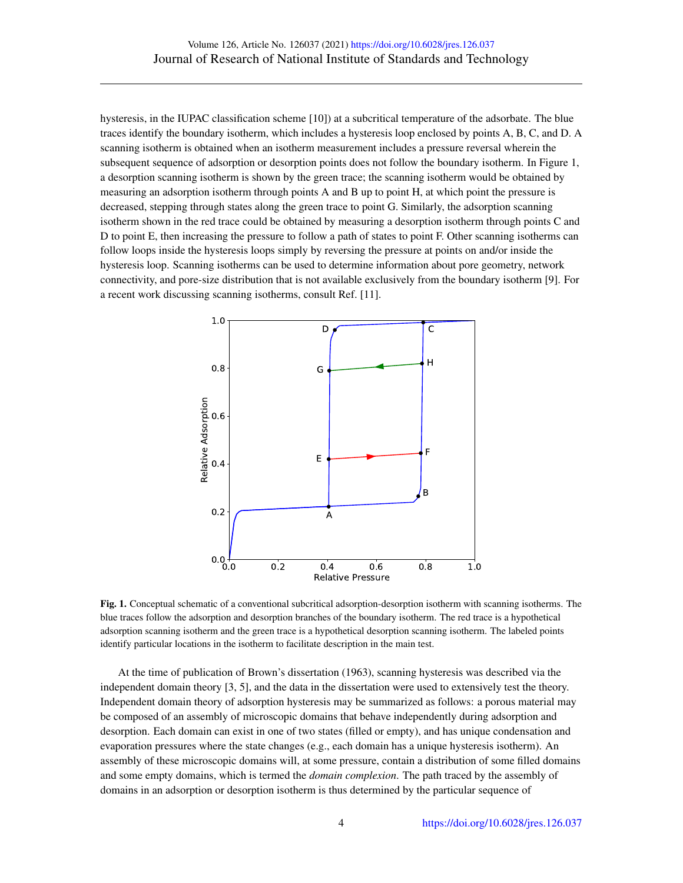hysteresis, in the IUPAC classification scheme [10]) at a subcritical temperature of the adsorbate. The blue traces identify the boundary isotherm, which includes a hysteresis loop enclosed by points A, B, C, and D. A scanning isotherm is obtained when an isotherm measurement includes a pressure reversal wherein the subsequent sequence of adsorption or desorption points does not follow the boundary isotherm. In Figure 1, a desorption scanning isotherm is shown by the green trace; the scanning isotherm would be obtained by measuring an adsorption isotherm through points A and B up to point H, at which point the pressure is decreased, stepping through states along the green trace to point G. Similarly, the adsorption scanning isotherm shown in the red trace could be obtained by measuring a desorption isotherm through points C and D to point E, then increasing the pressure to follow a path of states to point F. Other scanning isotherms can follow loops inside the hysteresis loops simply by reversing the pressure at points on and/or inside the hysteresis loop. Scanning isotherms can be used to determine information about pore geometry, network connectivity, and pore-size distribution that is not available exclusively from the boundary isotherm [9]. For a recent work discussing scanning isotherms, consult Ref. [11].

**Fig. 1.** Conceptual schematic of a conventional subcritical adsorption-desorption isotherm with scanning isotherms. The blue traces follow the adsorption and desorption branches of the boundary isotherm. The red trace is a hypothetical adsorption scanning isotherm and the green trace is a hypothetical desorption scanning isotherm. The labeled points identify particular locations in the isotherm to facilitate description in the main test.

At the time of publication of Brown's dissertation (1963), scanning hysteresis was described via the independent domain theory [3, 5], and the data in the dissertation were used to extensively test the theory. Independent domain theory of adsorption hysteresis may be summarized as follows: a porous material may be composed of an assembly of microscopic domains that behave independently during adsorption and desorption. Each domain can exist in one of two states (filled or empty), and has unique condensation and evaporation pressures where the state changes (e.g., each domain has a unique hysteresis isotherm). An assembly of these microscopic domains will, at some pressure, contain a distribution of some filled domains and some empty domains, which is termed the *domain complexion*. The path traced by the assembly of domains in an adsorption or desorption isotherm is thus determined by the particular sequence of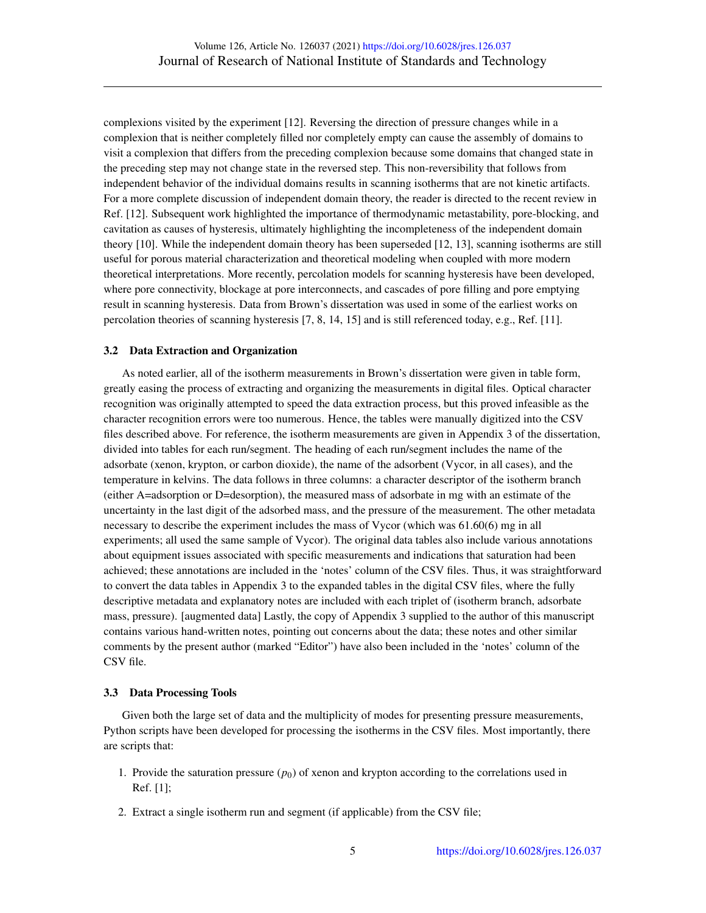complexions visited by the experiment [12]. Reversing the direction of pressure changes while in a complexion that is neither completely filled nor completely empty can cause the assembly of domains to visit a complexion that differs from the preceding complexion because some domains that changed state in the preceding step may not change state in the reversed step. This non-reversibility that follows from independent behavior of the individual domains results in scanning isotherms that are not kinetic artifacts. For a more complete discussion of independent domain theory, the reader is directed to the recent review in Ref. [12]. Subsequent work highlighted the importance of thermodynamic metastability, pore-blocking, and cavitation as causes of hysteresis, ultimately highlighting the incompleteness of the independent domain theory [10]. While the independent domain theory has been superseded [12, 13], scanning isotherms are still useful for porous material characterization and theoretical modeling when coupled with more modern theoretical interpretations. More recently, percolation models for scanning hysteresis have been developed, where pore connectivity, blockage at pore interconnects, and cascades of pore filling and pore emptying result in scanning hysteresis. Data from Brown's dissertation was used in some of the earliest works on percolation theories of scanning hysteresis [7, 8, 14, 15] and is still referenced today, e.g., Ref. [11].

### 3.2 Data Extraction and Organization

As noted earlier, all of the isotherm measurements in Brown's dissertation were given in table form, greatly easing the process of extracting and organizing the measurements in digital files. Optical character recognition was originally attempted to speed the data extraction process, but this proved infeasible as the character recognition errors were too numerous. Hence, the tables were manually digitized into the CSV files described above. For reference, the isotherm measurements are given in Appendix 3 of the dissertation, divided into tables for each run/segment. The heading of each run/segment includes the name of the adsorbate (xenon, krypton, or carbon dioxide), the name of the adsorbent (Vycor, in all cases), and the temperature in kelvins. The data follows in three columns: a character descriptor of the isotherm branch (either A=adsorption or D=desorption), the measured mass of adsorbate in mg with an estimate of the uncertainty in the last digit of the adsorbed mass, and the pressure of the measurement. The other metadata necessary to describe the experiment includes the mass of Vycor (which was 61.60(6) mg in all experiments; all used the same sample of Vycor). The original data tables also include various annotations about equipment issues associated with specific measurements and indications that saturation had been achieved; these annotations are included in the 'notes' column of the CSV files. Thus, it was straightforward to convert the data tables in Appendix 3 to the expanded tables in the digital CSV files, where the fully descriptive metadata and explanatory notes are included with each triplet of (isotherm branch, adsorbate mass, pressure). [augmented data] Lastly, the copy of Appendix 3 supplied to the author of this manuscript contains various hand-written notes, pointing out concerns about the data; these notes and other similar comments by the present author (marked "Editor") have also been included in the 'notes' column of the CSV file.

### 3.3 Data Processing Tools

Given both the large set of data and the multiplicity of modes for presenting pressure measurements, Python scripts have been developed for processing the isotherms in the CSV files. Most importantly, there are scripts that:

1. Provide the saturation pressure ($p_0$) of xenon and krypton according to the correlations used in Ref. [1];
2. Extract a single isotherm run and segment (if applicable) from the CSV file;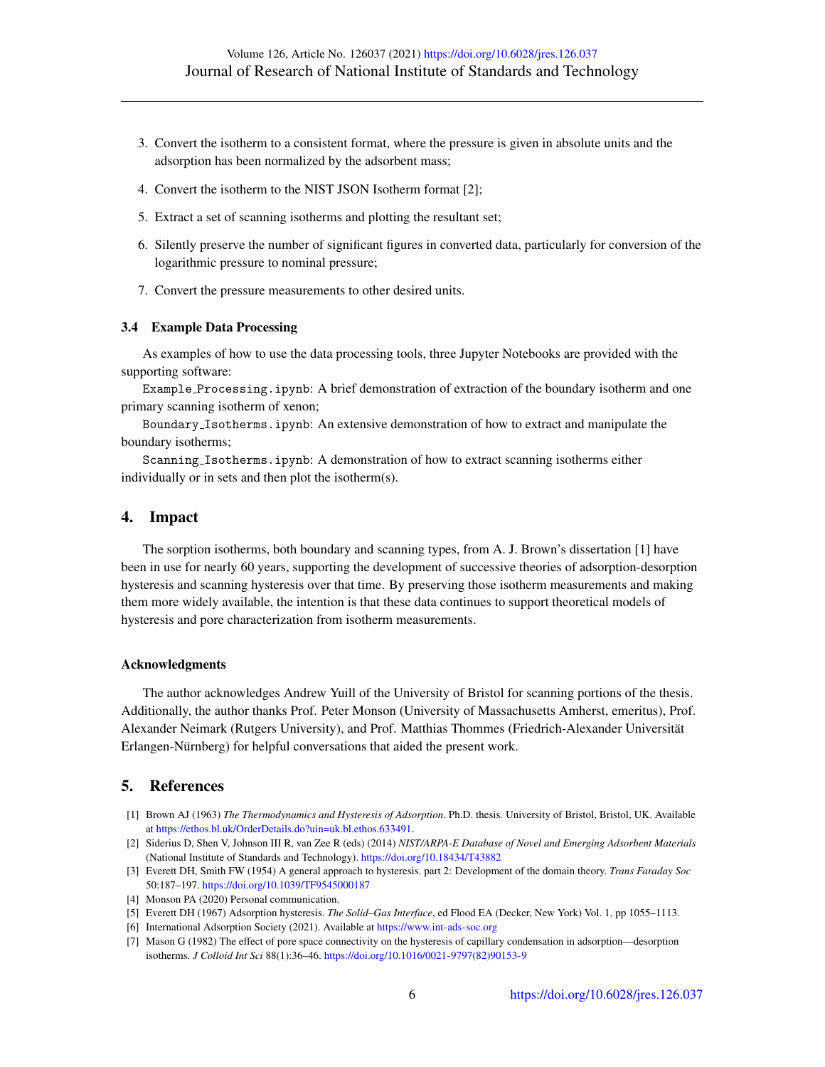3. Convert the isotherm to a consistent format, where the pressure is given in absolute units and the adsorption has been normalized by the adsorbent mass;
4. Convert the isotherm to the NIST JSON Isotherm format [2];
5. Extract a set of scanning isotherms and plotting the resultant set;
6. Silently preserve the number of significant figures in converted data, particularly for conversion of the logarithmic pressure to nominal pressure;
7. Convert the pressure measurements to other desired units.

### 3.4 Example Data Processing

As examples of how to use the data processing tools, three Jupyter Notebooks are provided with the supporting software:

`Example_Processing.ipynb`: A brief demonstration of extraction of the boundary isotherm and one primary scanning isotherm of xenon;

`Boundary_Isotherms.ipynb`: An extensive demonstration of how to extract and manipulate the boundary isotherms;

`Scanning_Isotherms.ipynb`: A demonstration of how to extract scanning isotherms either individually or in sets and then plot the isotherm(s).

## 4. Impact

The sorption isotherms, both boundary and scanning types, from A. J. Brown's dissertation [1] have been in use for nearly 60 years, supporting the development of successive theories of adsorption-desorption hysteresis and scanning hysteresis over that time. By preserving those isotherm measurements and making them more widely available, the intention is that these data continues to support theoretical models of hysteresis and pore characterization from isotherm measurements.

### Acknowledgments

The author acknowledges Andrew Yuill of the University of Bristol for scanning portions of the thesis. Additionally, the author thanks Prof. Peter Monson (University of Massachusetts Amherst, emeritus), Prof. Alexander Neimark (Rutgers University), and Prof. Matthias Thommes (Friedrich-Alexander Universität Erlangen-Nürnberg) for helpful conversations that aided the present work.

## 5. References

[1] Brown AJ (1963) *The Thermodynamics and Hysteresis of Adsorption*. Ph.D. thesis. University of Bristol, Bristol, UK. Available at https://ethos.bl.uk/OrderDetails.do?uin=uk.bl.ethos.633491.

[2] Siderius D, Shen V, Johnson III R, van Zee R (eds) (2014) *NIST/ARPA-E Database of Novel and Emerging Adsorbent Materials* (National Institute of Standards and Technology). https://doi.org/10.18434/T43882

[3] Everett DH, Smith FW (1954) A general approach to hysteresis. part 2: Development of the domain theory. *Trans Faraday Soc* 50:187–197. https://doi.org/10.1039/TF9545000187

[4] Monson PA (2020) Personal communication.

[5] Everett DH (1967) Adsorption hysteresis. *The Solid–Gas Interface*, ed Flood EA (Decker, New York) Vol. 1, pp 1055–1113.

[6] International Adsorption Society (2021). Available at https://www.int-ads-soc.org

[7] Mason G (1982) The effect of pore space connectivity on the hysteresis of capillary condensation in adsorption—desorption isotherms. *J Colloid Int Sci* 88(1):36–46. https://doi.org/10.1016/0021-9797(82)90153-9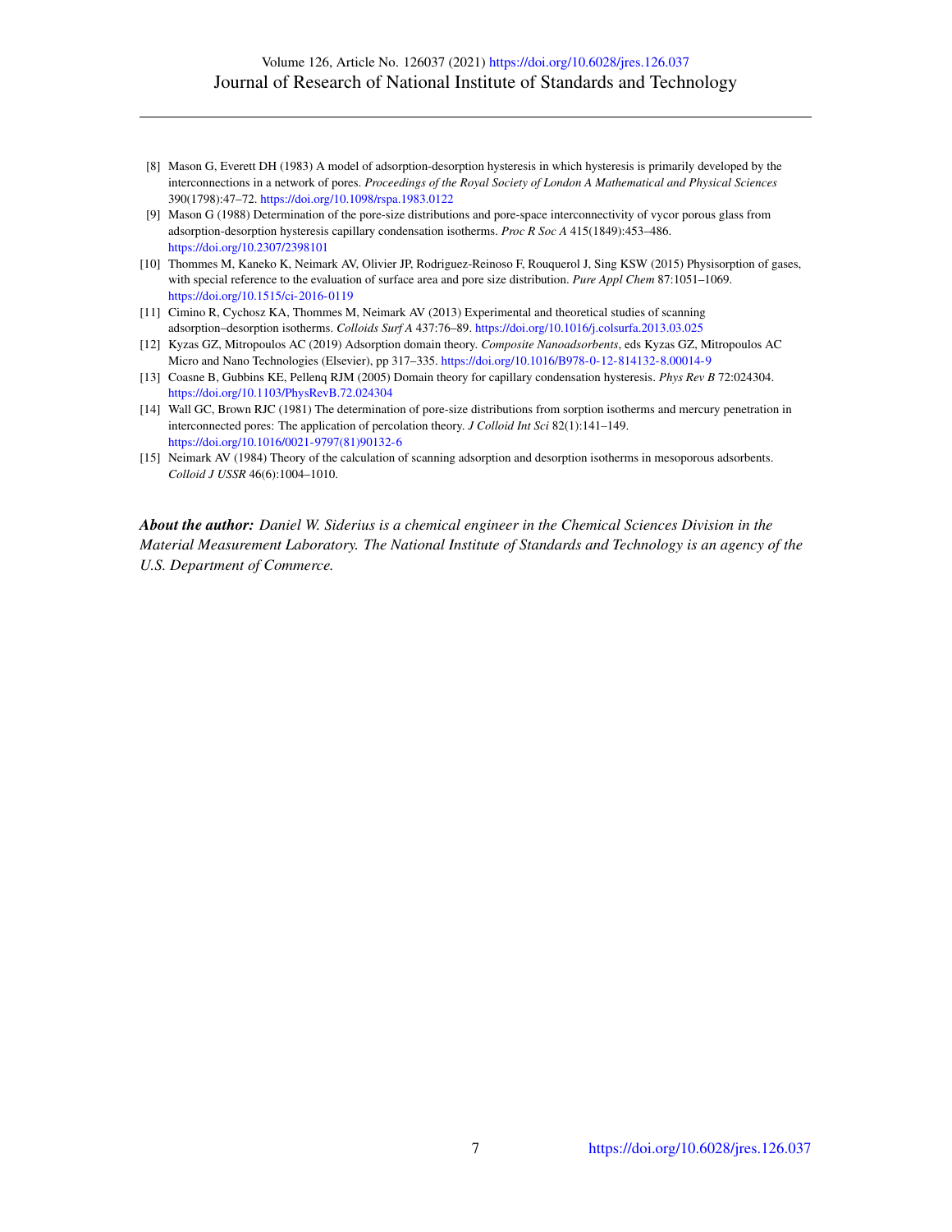[8] Mason G, Everett DH (1983) A model of adsorption-desorption hysteresis in which hysteresis is primarily developed by the interconnections in a network of pores. *Proceedings of the Royal Society of London A Mathematical and Physical Sciences* 390(1798):47–72. https://doi.org/10.1098/rspa.1983.0122

[9] Mason G (1988) Determination of the pore-size distributions and pore-space interconnectivity of vycor porous glass from adsorption-desorption hysteresis capillary condensation isotherms. *Proc R Soc A* 415(1849):453–486. https://doi.org/10.2307/2398101

[10] Thommes M, Kaneko K, Neimark AV, Olivier JP, Rodriguez-Reinoso F, Rouquerol J, Sing KSW (2015) Physisorption of gases, with special reference to the evaluation of surface area and pore size distribution. *Pure Appl Chem* 87:1051–1069. https://doi.org/10.1515/ci-2016-0119

[11] Cimino R, Cychosz KA, Thommes M, Neimark AV (2013) Experimental and theoretical studies of scanning adsorption–desorption isotherms. *Colloids Surf A* 437:76–89. https://doi.org/10.1016/j.colsurfa.2013.03.025

[12] Kyzas GZ, Mitropoulos AC (2019) Adsorption domain theory. *Composite Nanoadsorbents*, eds Kyzas GZ, Mitropoulos AC Micro and Nano Technologies (Elsevier), pp 317–335. https://doi.org/10.1016/B978-0-12-814132-8.00014-9

[13] Coasne B, Gubbins KE, Pellenq RJM (2005) Domain theory for capillary condensation hysteresis. *Phys Rev B* 72:024304. https://doi.org/10.1103/PhysRevB.72.024304

[14] Wall GC, Brown RJC (1981) The determination of pore-size distributions from sorption isotherms and mercury penetration in interconnected pores: The application of percolation theory. *J Colloid Int Sci* 82(1):141–149. https://doi.org/10.1016/0021-9797(81)90132-6

[15] Neimark AV (1984) Theory of the calculation of scanning adsorption and desorption isotherms in mesoporous adsorbents. *Colloid J USSR* 46(6):1004–1010.

***About the author:*** *Daniel W. Siderius is a chemical engineer in the Chemical Sciences Division in the Material Measurement Laboratory. The National Institute of Standards and Technology is an agency of the U.S. Department of Commerce.*